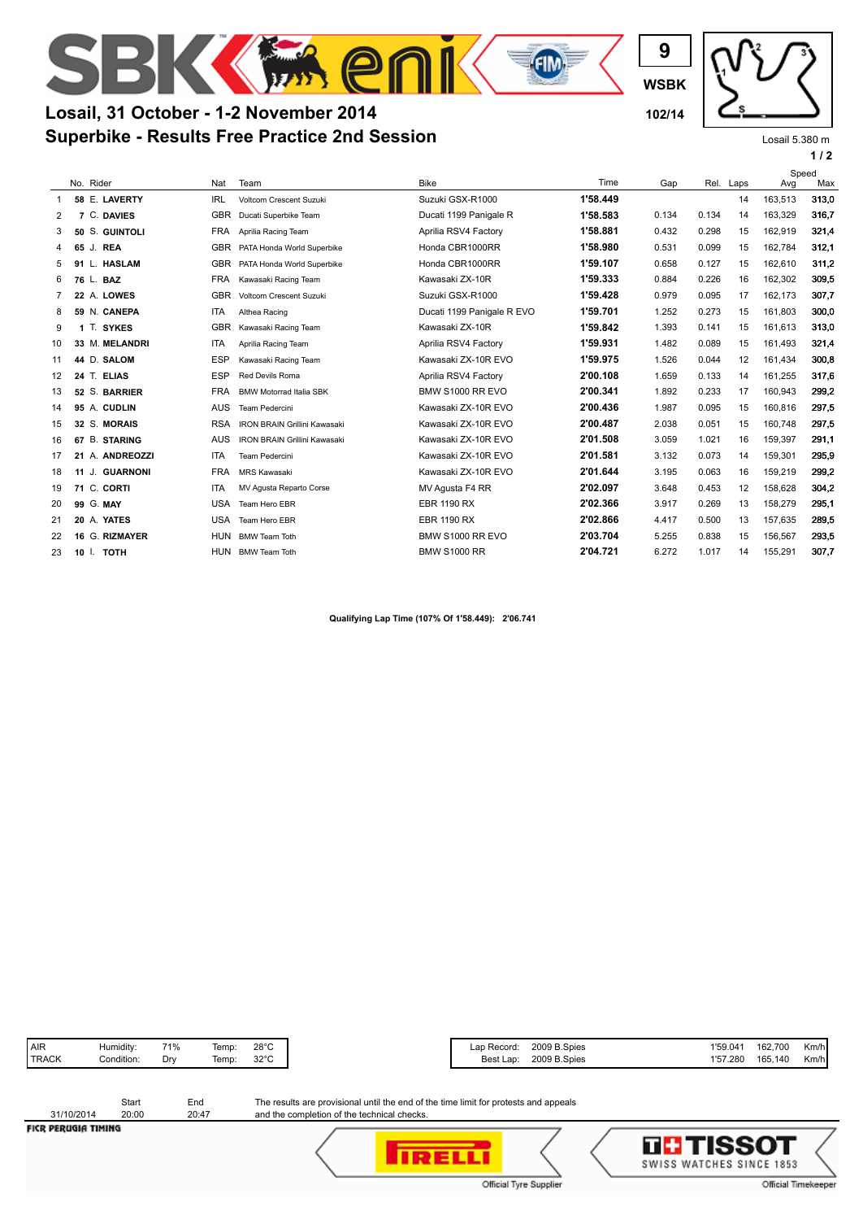# Losail, 31 October - 1-2 November 2014

## Superbike - Results Free Practice 2nd Session

9
WSBK
102/14

Losail 5.380 m

| | No. | Rider | Nat | Team | Bike | Time | Gap | Rel. | Laps | Speed Avg | Max |
|---|---|---|---|---|---|---|---|---|---|---|---|
| 1 | 58 | E. LAVERTY | IRL | Voltcom Crescent Suzuki | Suzuki GSX-R1000 | 1'58.449 | | | 14 | 163,513 | 313,0 |
| 2 | 7 | C. DAVIES | GBR | Ducati Superbike Team | Ducati 1199 Panigale R | 1'58.583 | 0.134 | 0.134 | 14 | 163,329 | 316,7 |
| 3 | 50 | S. GUINTOLI | FRA | Aprilia Racing Team | Aprilia RSV4 Factory | 1'58.881 | 0.432 | 0.298 | 15 | 162,919 | 321,4 |
| 4 | 65 | J. REA | GBR | PATA Honda World Superbike | Honda CBR1000RR | 1'58.980 | 0.531 | 0.099 | 15 | 162,784 | 312,1 |
| 5 | 91 | L. HASLAM | GBR | PATA Honda World Superbike | Honda CBR1000RR | 1'59.107 | 0.658 | 0.127 | 15 | 162,610 | 311,2 |
| 6 | 76 | L. BAZ | FRA | Kawasaki Racing Team | Kawasaki ZX-10R | 1'59.333 | 0.884 | 0.226 | 16 | 162,302 | 309,5 |
| 7 | 22 | A. LOWES | GBR | Voltcom Crescent Suzuki | Suzuki GSX-R1000 | 1'59.428 | 0.979 | 0.095 | 17 | 162,173 | 307,7 |
| 8 | 59 | N. CANEPA | ITA | Althea Racing | Ducati 1199 Panigale R EVO | 1'59.701 | 1.252 | 0.273 | 15 | 161,803 | 300,0 |
| 9 | 1 | T. SYKES | GBR | Kawasaki Racing Team | Kawasaki ZX-10R | 1'59.842 | 1.393 | 0.141 | 15 | 161,613 | 313,0 |
| 10 | 33 | M. MELANDRI | ITA | Aprilia Racing Team | Aprilia RSV4 Factory | 1'59.931 | 1.482 | 0.089 | 15 | 161,493 | 321,4 |
| 11 | 44 | D. SALOM | ESP | Kawasaki Racing Team | Kawasaki ZX-10R EVO | 1'59.975 | 1.526 | 0.044 | 12 | 161,434 | 300,8 |
| 12 | 24 | T. ELIAS | ESP | Red Devils Roma | Aprilia RSV4 Factory | 2'00.108 | 1.659 | 0.133 | 14 | 161,255 | 317,6 |
| 13 | 52 | S. BARRIER | FRA | BMW Motorrad Italia SBK | BMW S1000 RR EVO | 2'00.341 | 1.892 | 0.233 | 17 | 160,943 | 299,2 |
| 14 | 95 | A. CUDLIN | AUS | Team Pedercini | Kawasaki ZX-10R EVO | 2'00.436 | 1.987 | 0.095 | 15 | 160,816 | 297,5 |
| 15 | 32 | S. MORAIS | RSA | IRON BRAIN Grillini Kawasaki | Kawasaki ZX-10R EVO | 2'00.487 | 2.038 | 0.051 | 15 | 160,748 | 297,5 |
| 16 | 67 | B. STARING | AUS | IRON BRAIN Grillini Kawasaki | Kawasaki ZX-10R EVO | 2'01.508 | 3.059 | 1.021 | 16 | 159,397 | 291,1 |
| 17 | 21 | A. ANDREOZZI | ITA | Team Pedercini | Kawasaki ZX-10R EVO | 2'01.581 | 3.132 | 0.073 | 14 | 159,301 | 295,9 |
| 18 | 11 | J. GUARNONI | FRA | MRS Kawasaki | Kawasaki ZX-10R EVO | 2'01.644 | 3.195 | 0.063 | 16 | 159,219 | 299,2 |
| 19 | 71 | C. CORTI | ITA | MV Agusta Reparto Corse | MV Agusta F4 RR | 2'02.097 | 3.648 | 0.453 | 12 | 158,628 | 304,2 |
| 20 | 99 | G. MAY | USA | Team Hero EBR | EBR 1190 RX | 2'02.366 | 3.917 | 0.269 | 13 | 158,279 | 295,1 |
| 21 | 20 | A. YATES | USA | Team Hero EBR | EBR 1190 RX | 2'02.866 | 4.417 | 0.500 | 13 | 157,635 | 289,5 |
| 22 | 16 | G. RIZMAYER | HUN | BMW Team Toth | BMW S1000 RR EVO | 2'03.704 | 5.255 | 0.838 | 15 | 156,567 | 293,5 |
| 23 | 10 | I. TOTH | HUN | BMW Team Toth | BMW S1000 RR | 2'04.721 | 6.272 | 1.017 | 14 | 155,291 | 307,7 |

**Qualifying Lap Time (107% Of 1'58.449): 2'06.741**

| | | | | | |
|---|---|---|---|---|---|
| AIR | Humidity: | 71% | Temp: | 28°C | |
| TRACK | Condition: | Dry | Temp: | 32°C | |

| | | | | |
|---|---|---|---|---|
| Lap Record: | 2009 B.Spies | 1'59.041 | 162,700 | Km/h |
| Best Lap: | 2009 B.Spies | 1'57.280 | 165,140 | Km/h |

| | Start | End |
|---|---|---|
| 31/10/2014 | 20:00 | 20:47 |

The results are provisional until the end of the time limit for protests and appeals and the completion of the technical checks.

FICR PERUGIA TIMING

Official Tyre Supplier

Official Timekeeper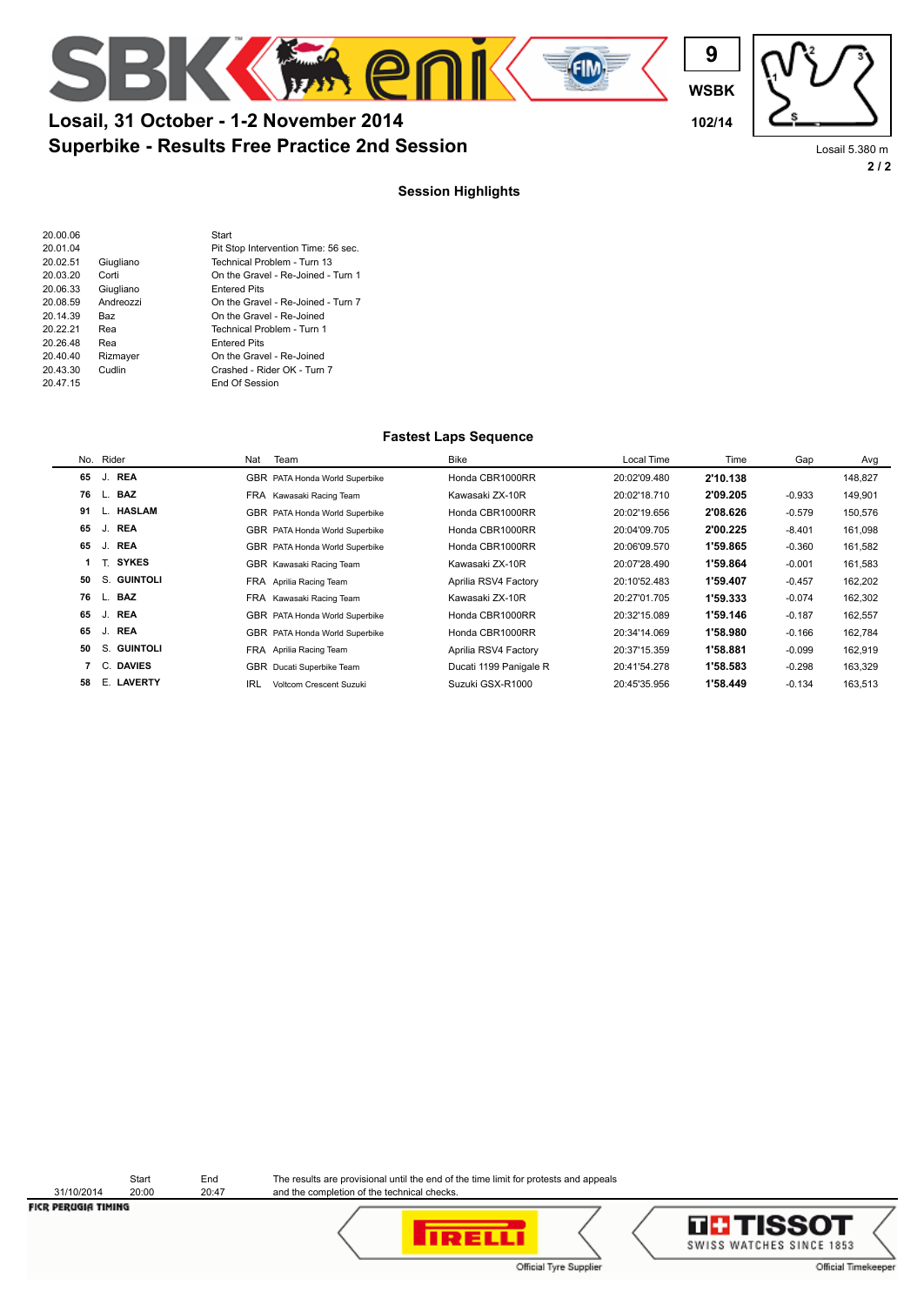Losail, 31 October - 1-2 November 2014

Superbike - Results Free Practice 2nd Session

9

WSBK

102/14

Losail 5.380 m

## Session Highlights

| | | |
|---|---|---|
| 20.00.06 | | Start |
| 20.01.04 | | Pit Stop Intervention Time: 56 sec. |
| 20.02.51 | Giugliano | Technical Problem - Turn 13 |
| 20.03.20 | Corti | On the Gravel - Re-Joined - Turn 1 |
| 20.06.33 | Giugliano | Entered Pits |
| 20.08.59 | Andreozzi | On the Gravel - Re-Joined - Turn 7 |
| 20.14.39 | Baz | On the Gravel - Re-Joined |
| 20.22.21 | Rea | Technical Problem - Turn 1 |
| 20.26.48 | Rea | Entered Pits |
| 20.40.40 | Rizmayer | On the Gravel - Re-Joined |
| 20.43.30 | Cudlin | Crashed - Rider OK - Turn 7 |
| 20.47.15 | | End Of Session |

## Fastest Laps Sequence

| No. | Rider | Nat | Team | Bike | Local Time | Time | Gap | Avg |
|---|---|---|---|---|---|---|---|---|
| 65 | J. **REA** | GBR | PATA Honda World Superbike | Honda CBR1000RR | 20:02'09.480 | **2'10.138** | | 148,827 |
| 76 | L. **BAZ** | FRA | Kawasaki Racing Team | Kawasaki ZX-10R | 20:02'18.710 | **2'09.205** | -0.933 | 149,901 |
| 91 | L. **HASLAM** | GBR | PATA Honda World Superbike | Honda CBR1000RR | 20:02'19.656 | **2'08.626** | -0.579 | 150,576 |
| 65 | J. **REA** | GBR | PATA Honda World Superbike | Honda CBR1000RR | 20:04'09.705 | **2'00.225** | -8.401 | 161,098 |
| 65 | J. **REA** | GBR | PATA Honda World Superbike | Honda CBR1000RR | 20:06'09.570 | **1'59.865** | -0.360 | 161,582 |
| 1 | T. **SYKES** | GBR | Kawasaki Racing Team | Kawasaki ZX-10R | 20:07'28.490 | **1'59.864** | -0.001 | 161,583 |
| 50 | S. **GUINTOLI** | FRA | Aprilia Racing Team | Aprilia RSV4 Factory | 20:10'52.483 | **1'59.407** | -0.457 | 162,202 |
| 76 | L. **BAZ** | FRA | Kawasaki Racing Team | Kawasaki ZX-10R | 20:27'01.705 | **1'59.333** | -0.074 | 162,302 |
| 65 | J. **REA** | GBR | PATA Honda World Superbike | Honda CBR1000RR | 20:32'15.089 | **1'59.146** | -0.187 | 162,557 |
| 65 | J. **REA** | GBR | PATA Honda World Superbike | Honda CBR1000RR | 20:34'14.069 | **1'58.980** | -0.166 | 162,784 |
| 50 | S. **GUINTOLI** | FRA | Aprilia Racing Team | Aprilia RSV4 Factory | 20:37'15.359 | **1'58.881** | -0.099 | 162,919 |
| 7 | C. **DAVIES** | GBR | Ducati Superbike Team | Ducati 1199 Panigale R | 20:41'54.278 | **1'58.583** | -0.298 | 163,329 |
| 58 | E. **LAVERTY** | IRL | Voltcom Crescent Suzuki | Suzuki GSX-R1000 | 20:45'35.956 | **1'58.449** | -0.134 | 163,513 |

| | Start | End |
|---|---|---|
| 31/10/2014 | 20:00 | 20:47 |

The results are provisional until the end of the time limit for protests and appeals and the completion of the technical checks.

FICR PERUGIA TIMING

Official Tyre Supplier

Official Timekeeper